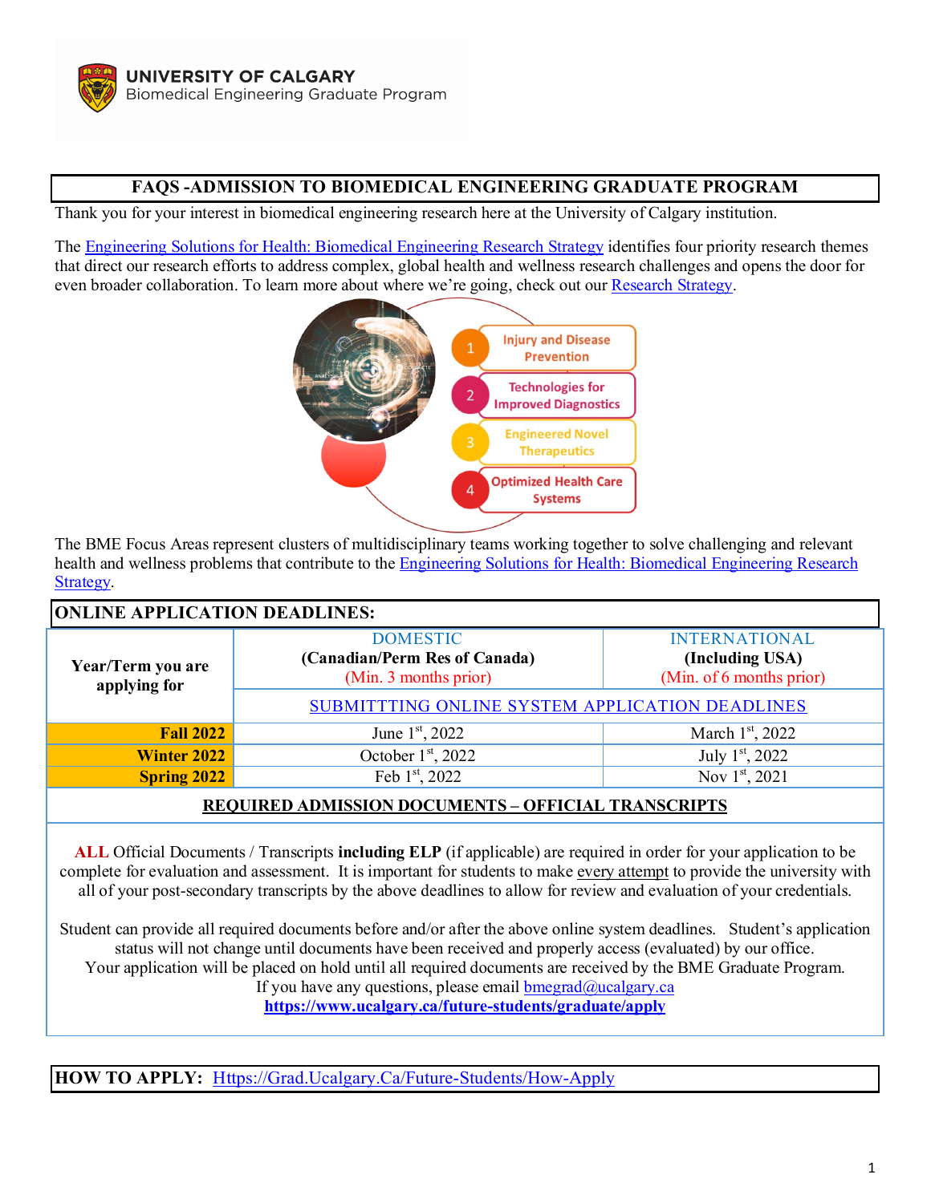UNIVERSITY OF CALGARY
Biomedical Engineering Graduate Program

# FAQS -ADMISSION TO BIOMEDICAL ENGINEERING GRADUATE PROGRAM

Thank you for your interest in biomedical engineering research here at the University of Calgary institution.

The Engineering Solutions for Health: Biomedical Engineering Research Strategy identifies four priority research themes that direct our research efforts to address complex, global health and wellness research challenges and opens the door for even broader collaboration. To learn more about where we're going, check out our Research Strategy.

1. Injury and Disease Prevention
2. Technologies for Improved Diagnostics
3. Engineered Novel Therapeutics
4. Optimized Health Care Systems

The BME Focus Areas represent clusters of multidisciplinary teams working together to solve challenging and relevant health and wellness problems that contribute to the Engineering Solutions for Health: Biomedical Engineering Research Strategy.

## ONLINE APPLICATION DEADLINES:

| Year/Term you are applying for | DOMESTIC (Canadian/Perm Res of Canada) (Min. 3 months prior) | INTERNATIONAL (Including USA) (Min. of 6 months prior) |
|---|---|---|
| | SUBMITTTING ONLINE SYSTEM APPLICATION DEADLINES | |
| **Fall 2022** | June 1st, 2022 | March 1st, 2022 |
| **Winter 2022** | October 1st, 2022 | July 1st, 2022 |
| **Spring 2022** | Feb 1st, 2022 | Nov 1st, 2021 |

## REQUIRED ADMISSION DOCUMENTS – OFFICIAL TRANSCRIPTS

**ALL** Official Documents / Transcripts **including ELP** (if applicable) are required in order for your application to be complete for evaluation and assessment. It is important for students to make every attempt to provide the university with all of your post-secondary transcripts by the above deadlines to allow for review and evaluation of your credentials.

Student can provide all required documents before and/or after the above online system deadlines. Student's application status will not change until documents have been received and properly access (evaluated) by our office. Your application will be placed on hold until all required documents are received by the BME Graduate Program. If you have any questions, please email bmegrad@ucalgary.ca
**https://www.ucalgary.ca/future-students/graduate/apply**

## HOW TO APPLY: Https://Grad.Ucalgary.Ca/Future-Students/How-Apply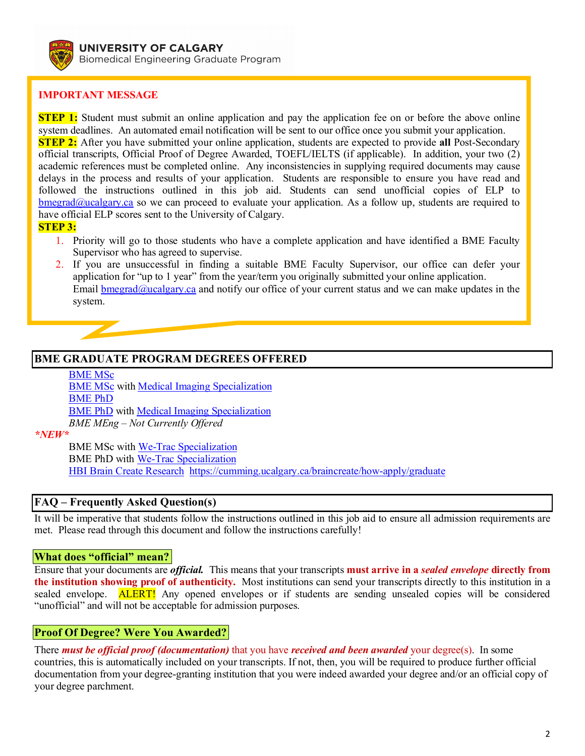UNIVERSITY OF CALGARY
Biomedical Engineering Graduate Program

**IMPORTANT MESSAGE**

**STEP 1:** Student must submit an online application and pay the application fee on or before the above online system deadlines. An automated email notification will be sent to our office once you submit your application.

**STEP 2:** After you have submitted your online application, students are expected to provide **all** Post-Secondary official transcripts, Official Proof of Degree Awarded, TOEFL/IELTS (if applicable). In addition, your two (2) academic references must be completed online. Any inconsistencies in supplying required documents may cause delays in the process and results of your application. Students are responsible to ensure you have read and followed the instructions outlined in this job aid. Students can send unofficial copies of ELP to bmegrad@ucalgary.ca so we can proceed to evaluate your application. As a follow up, students are required to have official ELP scores sent to the University of Calgary.

**STEP 3:**

1. Priority will go to those students who have a complete application and have identified a BME Faculty Supervisor who has agreed to supervise.
2. If you are unsuccessful in finding a suitable BME Faculty Supervisor, our office can defer your application for "up to 1 year" from the year/term you originally submitted your online application. Email bmegrad@ucalgary.ca and notify our office of your current status and we can make updates in the system.

## BME GRADUATE PROGRAM DEGREES OFFERED

- BME MSc
- BME MSc with Medical Imaging Specialization
- BME PhD
- BME PhD with Medical Imaging Specialization
- *BME MEng – Not Currently Offered*

***NEW***

- BME MSc with We-Trac Specialization
- BME PhD with We-Trac Specialization
- HBI Brain Create Research https://cumming.ucalgary.ca/braincreate/how-apply/graduate

## FAQ – Frequently Asked Question(s)

It will be imperative that students follow the instructions outlined in this job aid to ensure all admission requirements are met. Please read through this document and follow the instructions carefully!

### What does "official" mean?

Ensure that your documents are ***official.*** This means that your transcripts **must arrive in a *sealed envelope* directly from the institution showing proof of authenticity.** Most institutions can send your transcripts directly to this institution in a sealed envelope. ALERT! Any opened envelopes or if students are sending unsealed copies will be considered "unofficial" and will not be acceptable for admission purposes.

### Proof Of Degree? Were You Awarded?

There ***must be official proof (documentation)*** that you have ***received and been awarded*** your degree(s). In some countries, this is automatically included on your transcripts. If not, then, you will be required to produce further official documentation from your degree-granting institution that you were indeed awarded your degree and/or an official copy of your degree parchment.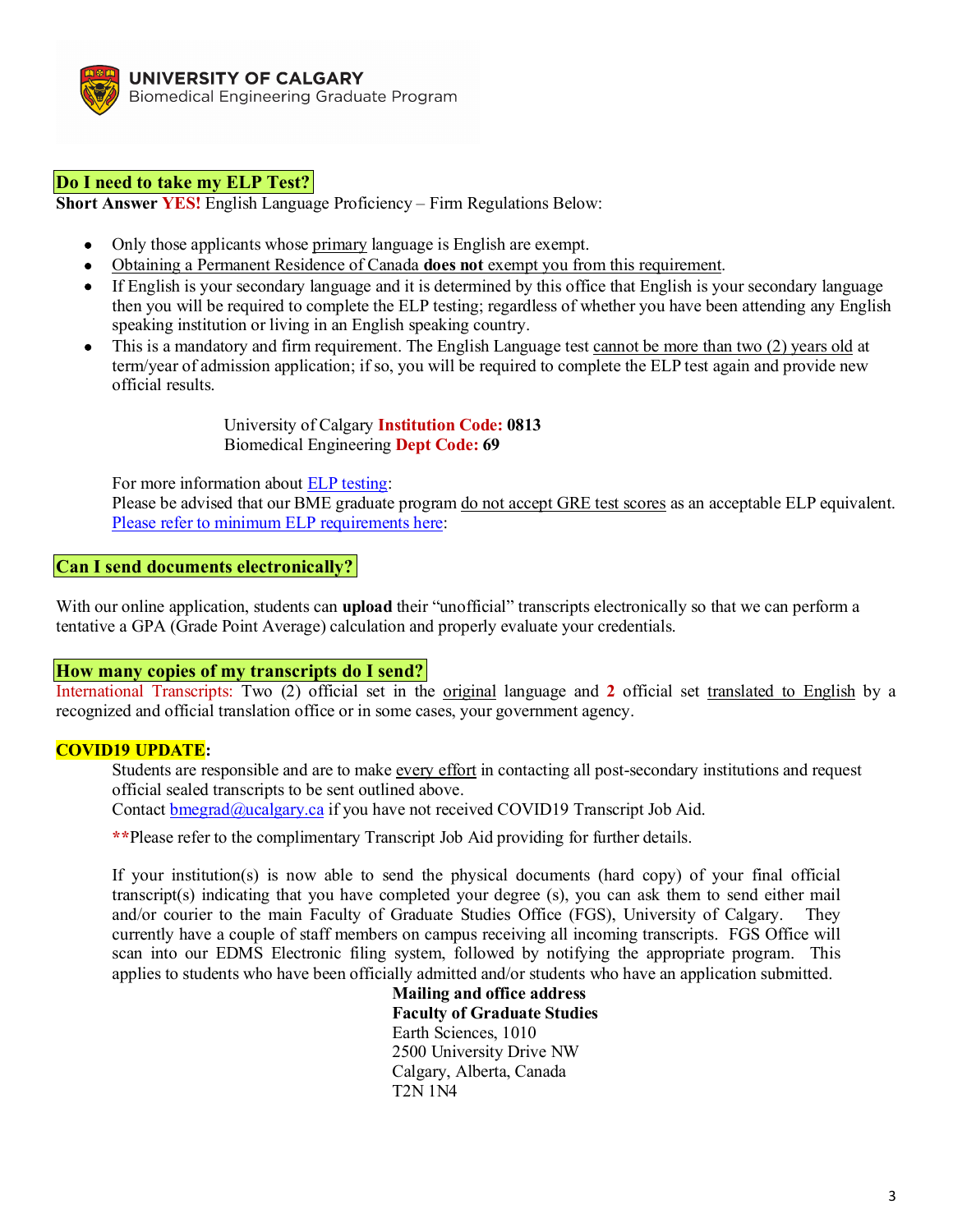**UNIVERSITY OF CALGARY**
Biomedical Engineering Graduate Program

## Do I need to take my ELP Test?

**Short Answer YES!** English Language Proficiency – Firm Regulations Below:

- Only those applicants whose primary language is English are exempt.
- Obtaining a Permanent Residence of Canada **does not** exempt you from this requirement.
- If English is your secondary language and it is determined by this office that English is your secondary language then you will be required to complete the ELP testing; regardless of whether you have been attending any English speaking institution or living in an English speaking country.
- This is a mandatory and firm requirement. The English Language test cannot be more than two (2) years old at term/year of admission application; if so, you will be required to complete the ELP test again and provide new official results.

University of Calgary **Institution Code: 0813**
Biomedical Engineering **Dept Code: 69**

For more information about ELP testing:
Please be advised that our BME graduate program do not accept GRE test scores as an acceptable ELP equivalent.
Please refer to minimum ELP requirements here:

## Can I send documents electronically?

With our online application, students can **upload** their "unofficial" transcripts electronically so that we can perform a tentative a GPA (Grade Point Average) calculation and properly evaluate your credentials.

## How many copies of my transcripts do I send?

International Transcripts: Two (2) official set in the original language and **2** official set translated to English by a recognized and official translation office or in some cases, your government agency.

**COVID19 UPDATE:**

Students are responsible and are to make every effort in contacting all post-secondary institutions and request official sealed transcripts to be sent outlined above.
Contact bmegrad@ucalgary.ca if you have not received COVID19 Transcript Job Aid.

**Please refer to the complimentary Transcript Job Aid providing for further details.

If your institution(s) is now able to send the physical documents (hard copy) of your final official transcript(s) indicating that you have completed your degree (s), you can ask them to send either mail and/or courier to the main Faculty of Graduate Studies Office (FGS), University of Calgary. They currently have a couple of staff members on campus receiving all incoming transcripts. FGS Office will scan into our EDMS Electronic filing system, followed by notifying the appropriate program. This applies to students who have been officially admitted and/or students who have an application submitted.

**Mailing and office address**
**Faculty of Graduate Studies**
Earth Sciences, 1010
2500 University Drive NW
Calgary, Alberta, Canada
T2N 1N4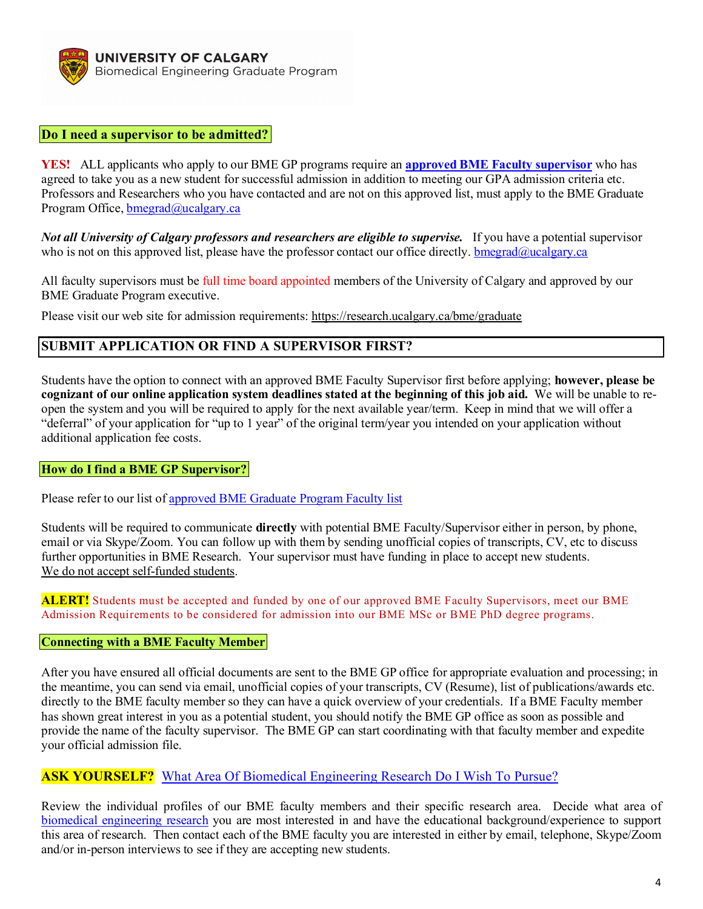**UNIVERSITY OF CALGARY**
Biomedical Engineering Graduate Program

## Do I need a supervisor to be admitted?

**YES!** ALL applicants who apply to our BME GP programs require an **approved BME Faculty supervisor** who has agreed to take you as a new student for successful admission in addition to meeting our GPA admission criteria etc. Professors and Researchers who you have contacted and are not on this approved list, must apply to the BME Graduate Program Office, bmegrad@ucalgary.ca

***Not all University of Calgary professors and researchers are eligible to supervise.*** If you have a potential supervisor who is not on this approved list, please have the professor contact our office directly. bmegrad@ucalgary.ca

All faculty supervisors must be full time board appointed members of the University of Calgary and approved by our BME Graduate Program executive.

Please visit our web site for admission requirements: https://research.ucalgary.ca/bme/graduate

## SUBMIT APPLICATION OR FIND A SUPERVISOR FIRST?

Students have the option to connect with an approved BME Faculty Supervisor first before applying; **however, please be cognizant of our online application system deadlines stated at the beginning of this job aid.** We will be unable to re-open the system and you will be required to apply for the next available year/term. Keep in mind that we will offer a "deferral" of your application for "up to 1 year" of the original term/year you intended on your application without additional application fee costs.

## How do I find a BME GP Supervisor?

Please refer to our list of approved BME Graduate Program Faculty list

Students will be required to communicate **directly** with potential BME Faculty/Supervisor either in person, by phone, email or via Skype/Zoom. You can follow up with them by sending unofficial copies of transcripts, CV, etc to discuss further opportunities in BME Research. Your supervisor must have funding in place to accept new students. We do not accept self-funded students.

**ALERT!** Students must be accepted and funded by one of our approved BME Faculty Supervisors, meet our BME Admission Requirements to be considered for admission into our BME MSc or BME PhD degree programs.

## Connecting with a BME Faculty Member

After you have ensured all official documents are sent to the BME GP office for appropriate evaluation and processing; in the meantime, you can send via email, unofficial copies of your transcripts, CV (Resume), list of publications/awards etc. directly to the BME faculty member so they can have a quick overview of your credentials. If a BME Faculty member has shown great interest in you as a potential student, you should notify the BME GP office as soon as possible and provide the name of the faculty supervisor. The BME GP can start coordinating with that faculty member and expedite your official admission file.

## ASK YOURSELF? What Area Of Biomedical Engineering Research Do I Wish To Pursue?

Review the individual profiles of our BME faculty members and their specific research area. Decide what area of biomedical engineering research you are most interested in and have the educational background/experience to support this area of research. Then contact each of the BME faculty you are interested in either by email, telephone, Skype/Zoom and/or in-person interviews to see if they are accepting new students.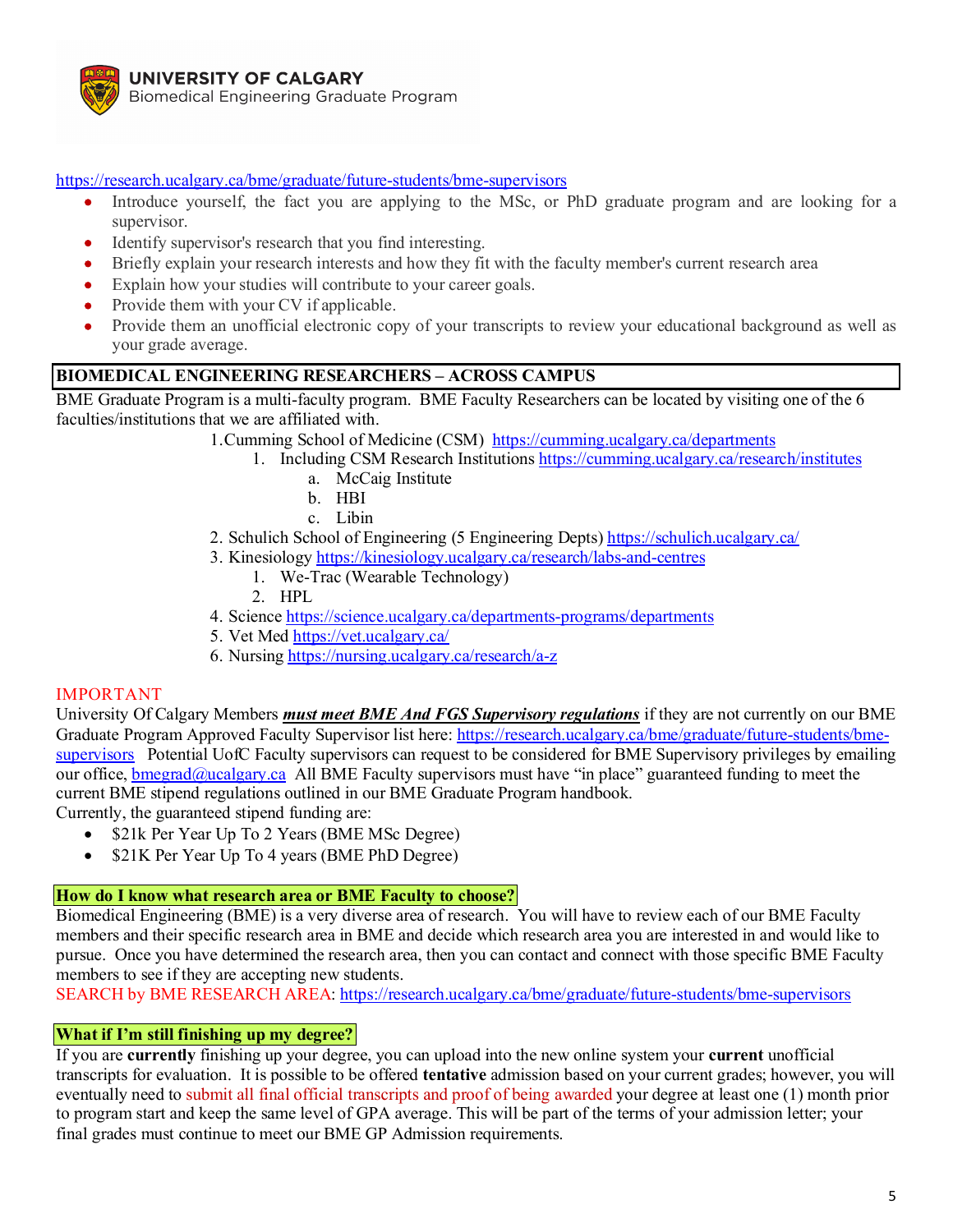**UNIVERSITY OF CALGARY**
Biomedical Engineering Graduate Program

https://research.ucalgary.ca/bme/graduate/future-students/bme-supervisors

- Introduce yourself, the fact you are applying to the MSc, or PhD graduate program and are looking for a supervisor.
- Identify supervisor's research that you find interesting.
- Briefly explain your research interests and how they fit with the faculty member's current research area
- Explain how your studies will contribute to your career goals.
- Provide them with your CV if applicable.
- Provide them an unofficial electronic copy of your transcripts to review your educational background as well as your grade average.

## BIOMEDICAL ENGINEERING RESEARCHERS – ACROSS CAMPUS

BME Graduate Program is a multi-faculty program. BME Faculty Researchers can be located by visiting one of the 6 faculties/institutions that we are affiliated with.

1. Cumming School of Medicine (CSM) https://cumming.ucalgary.ca/departments
   1. Including CSM Research Institutions https://cumming.ucalgary.ca/research/institutes
      a. McCaig Institute
      b. HBI
      c. Libin
2. Schulich School of Engineering (5 Engineering Depts) https://schulich.ucalgary.ca/
3. Kinesiology https://kinesiology.ucalgary.ca/research/labs-and-centres
   1. We-Trac (Wearable Technology)
   2. HPL
4. Science https://science.ucalgary.ca/departments-programs/departments
5. Vet Med https://vet.ucalgary.ca/
6. Nursing https://nursing.ucalgary.ca/research/a-z

IMPORTANT

University Of Calgary Members ***must meet BME And FGS Supervisory regulations*** if they are not currently on our BME Graduate Program Approved Faculty Supervisor list here: https://research.ucalgary.ca/bme/graduate/future-students/bme-supervisors Potential UofC Faculty supervisors can request to be considered for BME Supervisory privileges by emailing our office, bmegrad@ucalgary.ca All BME Faculty supervisors must have "in place" guaranteed funding to meet the current BME stipend regulations outlined in our BME Graduate Program handbook.
Currently, the guaranteed stipend funding are:

- $21k Per Year Up To 2 Years (BME MSc Degree)
- $21K Per Year Up To 4 years (BME PhD Degree)

### How do I know what research area or BME Faculty to choose?

Biomedical Engineering (BME) is a very diverse area of research. You will have to review each of our BME Faculty members and their specific research area in BME and decide which research area you are interested in and would like to pursue. Once you have determined the research area, then you can contact and connect with those specific BME Faculty members to see if they are accepting new students.
SEARCH by BME RESEARCH AREA: https://research.ucalgary.ca/bme/graduate/future-students/bme-supervisors

### What if I'm still finishing up my degree?

If you are **currently** finishing up your degree, you can upload into the new online system your **current** unofficial transcripts for evaluation. It is possible to be offered **tentative** admission based on your current grades; however, you will eventually need to submit all final official transcripts and proof of being awarded your degree at least one (1) month prior to program start and keep the same level of GPA average. This will be part of the terms of your admission letter; your final grades must continue to meet our BME GP Admission requirements.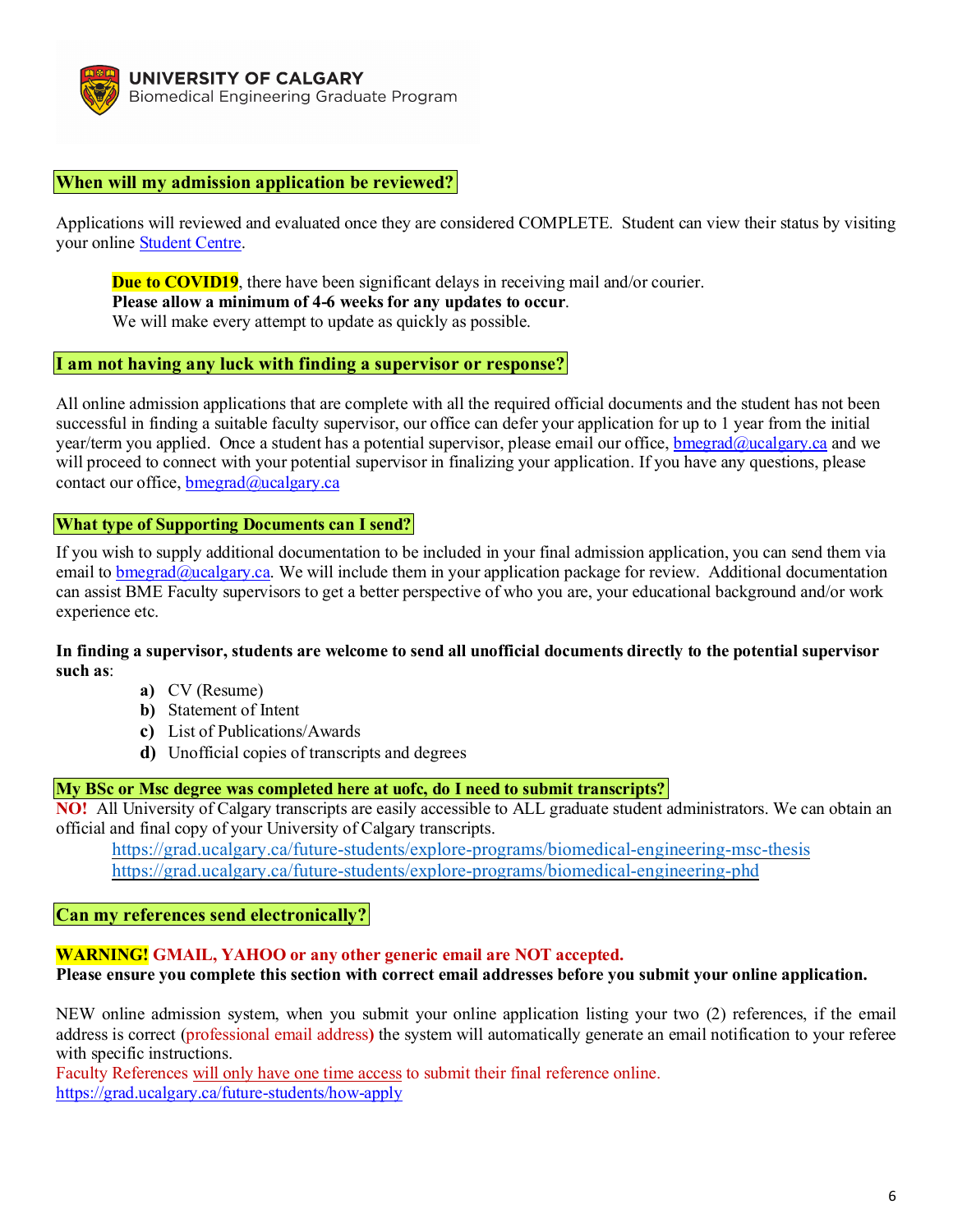**UNIVERSITY OF CALGARY**
Biomedical Engineering Graduate Program

## When will my admission application be reviewed?

Applications will reviewed and evaluated once they are considered COMPLETE. Student can view their status by visiting your online Student Centre.

> **Due to COVID19**, there have been significant delays in receiving mail and/or courier.
> **Please allow a minimum of 4-6 weeks for any updates to occur**.
> We will make every attempt to update as quickly as possible.

## I am not having any luck with finding a supervisor or response?

All online admission applications that are complete with all the required official documents and the student has not been successful in finding a suitable faculty supervisor, our office can defer your application for up to 1 year from the initial year/term you applied. Once a student has a potential supervisor, please email our office, bmegrad@ucalgary.ca and we will proceed to connect with your potential supervisor in finalizing your application. If you have any questions, please contact our office, bmegrad@ucalgary.ca

## What type of Supporting Documents can I send?

If you wish to supply additional documentation to be included in your final admission application, you can send them via email to bmegrad@ucalgary.ca. We will include them in your application package for review. Additional documentation can assist BME Faculty supervisors to get a better perspective of who you are, your educational background and/or work experience etc.

**In finding a supervisor, students are welcome to send all unofficial documents directly to the potential supervisor such as**:

- **a)** CV (Resume)
- **b)** Statement of Intent
- **c)** List of Publications/Awards
- **d)** Unofficial copies of transcripts and degrees

## My BSc or Msc degree was completed here at uofc, do I need to submit transcripts?

**NO!** All University of Calgary transcripts are easily accessible to ALL graduate student administrators. We can obtain an official and final copy of your University of Calgary transcripts.

https://grad.ucalgary.ca/future-students/explore-programs/biomedical-engineering-msc-thesis
https://grad.ucalgary.ca/future-students/explore-programs/biomedical-engineering-phd

## Can my references send electronically?

**WARNING! GMAIL, YAHOO or any other generic email are NOT accepted.**
**Please ensure you complete this section with correct email addresses before you submit your online application.**

NEW online admission system, when you submit your online application listing your two (2) references, if the email address is correct (professional email address**)** the system will automatically generate an email notification to your referee with specific instructions.
Faculty References will only have one time access to submit their final reference online.
https://grad.ucalgary.ca/future-students/how-apply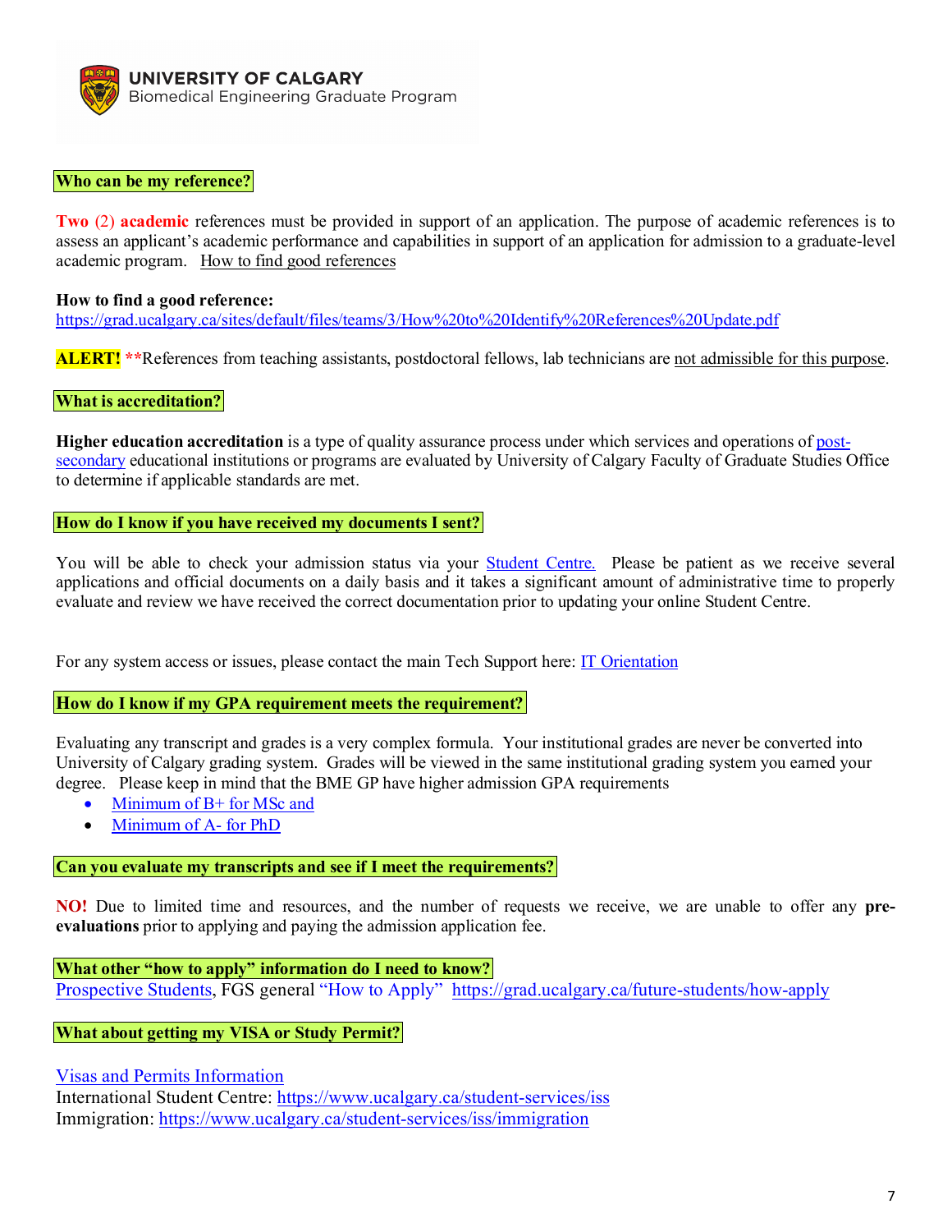**UNIVERSITY OF CALGARY**
Biomedical Engineering Graduate Program

### Who can be my reference?

**Two** (2) **academic** references must be provided in support of an application. The purpose of academic references is to assess an applicant's academic performance and capabilities in support of an application for admission to a graduate-level academic program. How to find good references

**How to find a good reference:**
https://grad.ucalgary.ca/sites/default/files/teams/3/How%20to%20Identify%20References%20Update.pdf

**ALERT!** **References from teaching assistants, postdoctoral fellows, lab technicians are not admissible for this purpose.

### What is accreditation?

**Higher education accreditation** is a type of quality assurance process under which services and operations of post-secondary educational institutions or programs are evaluated by University of Calgary Faculty of Graduate Studies Office to determine if applicable standards are met.

### How do I know if you have received my documents I sent?

You will be able to check your admission status via your Student Centre. Please be patient as we receive several applications and official documents on a daily basis and it takes a significant amount of administrative time to properly evaluate and review we have received the correct documentation prior to updating your online Student Centre.

For any system access or issues, please contact the main Tech Support here: IT Orientation

### How do I know if my GPA requirement meets the requirement?

Evaluating any transcript and grades is a very complex formula. Your institutional grades are never be converted into University of Calgary grading system. Grades will be viewed in the same institutional grading system you earned your degree. Please keep in mind that the BME GP have higher admission GPA requirements

- Minimum of B+ for MSc and
- Minimum of A- for PhD

### Can you evaluate my transcripts and see if I meet the requirements?

**NO!** Due to limited time and resources, and the number of requests we receive, we are unable to offer any **pre-evaluations** prior to applying and paying the admission application fee.

### What other "how to apply" information do I need to know?

Prospective Students, FGS general "How to Apply" https://grad.ucalgary.ca/future-students/how-apply

### What about getting my VISA or Study Permit?

Visas and Permits Information
International Student Centre: https://www.ucalgary.ca/student-services/iss
Immigration: https://www.ucalgary.ca/student-services/iss/immigration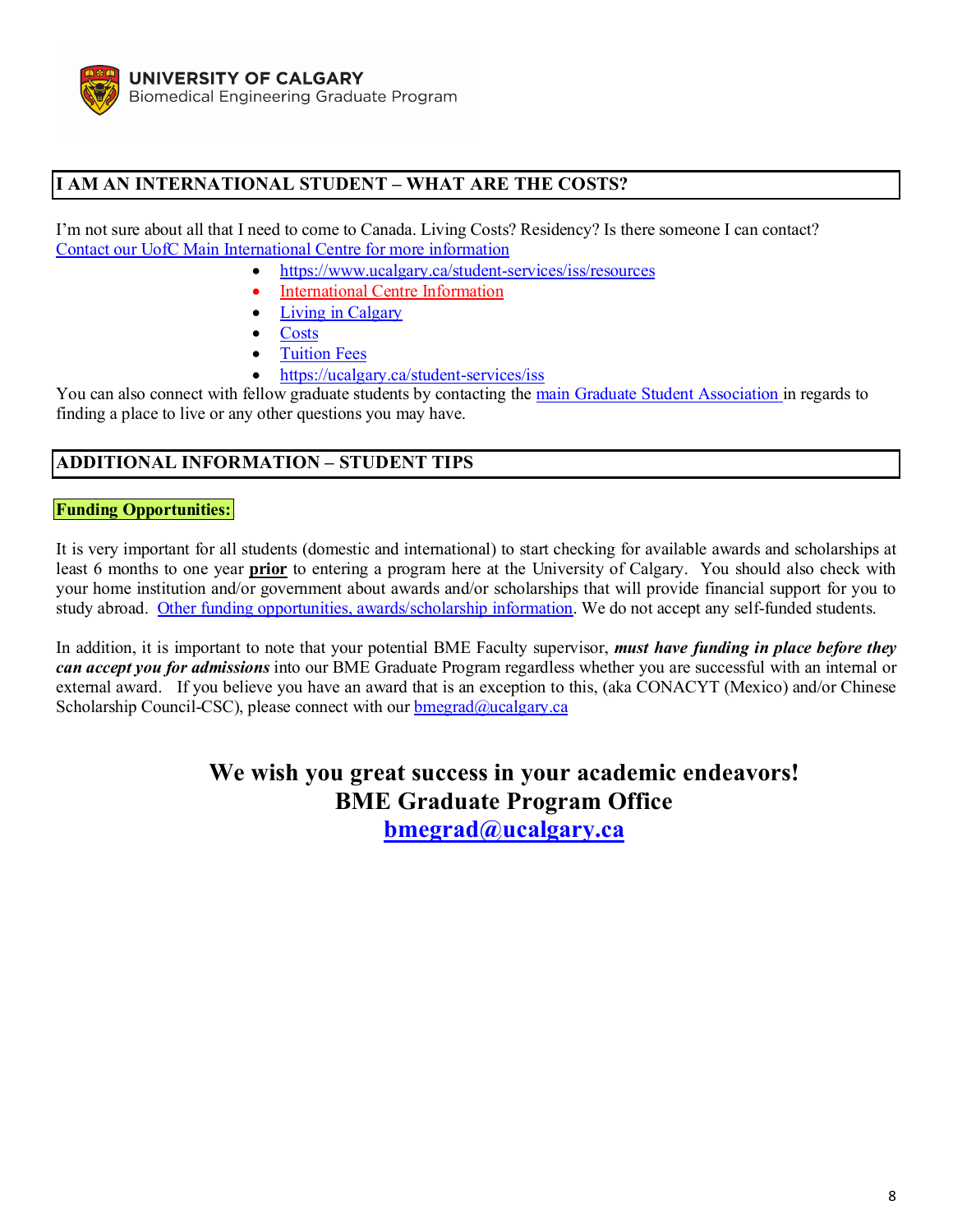## I AM AN INTERNATIONAL STUDENT – WHAT ARE THE COSTS?

I'm not sure about all that I need to come to Canada. Living Costs? Residency? Is there someone I can contact?
Contact our UofC Main International Centre for more information

- https://www.ucalgary.ca/student-services/iss/resources
- International Centre Information
- Living in Calgary
- Costs
- Tuition Fees
- https://ucalgary.ca/student-services/iss

You can also connect with fellow graduate students by contacting the main Graduate Student Association in regards to finding a place to live or any other questions you may have.

## ADDITIONAL INFORMATION – STUDENT TIPS

**Funding Opportunities:**

It is very important for all students (domestic and international) to start checking for available awards and scholarships at least 6 months to one year **prior** to entering a program here at the University of Calgary. You should also check with your home institution and/or government about awards and/or scholarships that will provide financial support for you to study abroad. Other funding opportunities, awards/scholarship information. We do not accept any self-funded students.

In addition, it is important to note that your potential BME Faculty supervisor, ***must have funding in place before they can accept you for admissions*** into our BME Graduate Program regardless whether you are successful with an internal or external award. If you believe you have an award that is an exception to this, (aka CONACYT (Mexico) and/or Chinese Scholarship Council-CSC), please connect with our bmegrad@ucalgary.ca

**We wish you great success in your academic endeavors!**
**BME Graduate Program Office**
**bmegrad@ucalgary.ca**